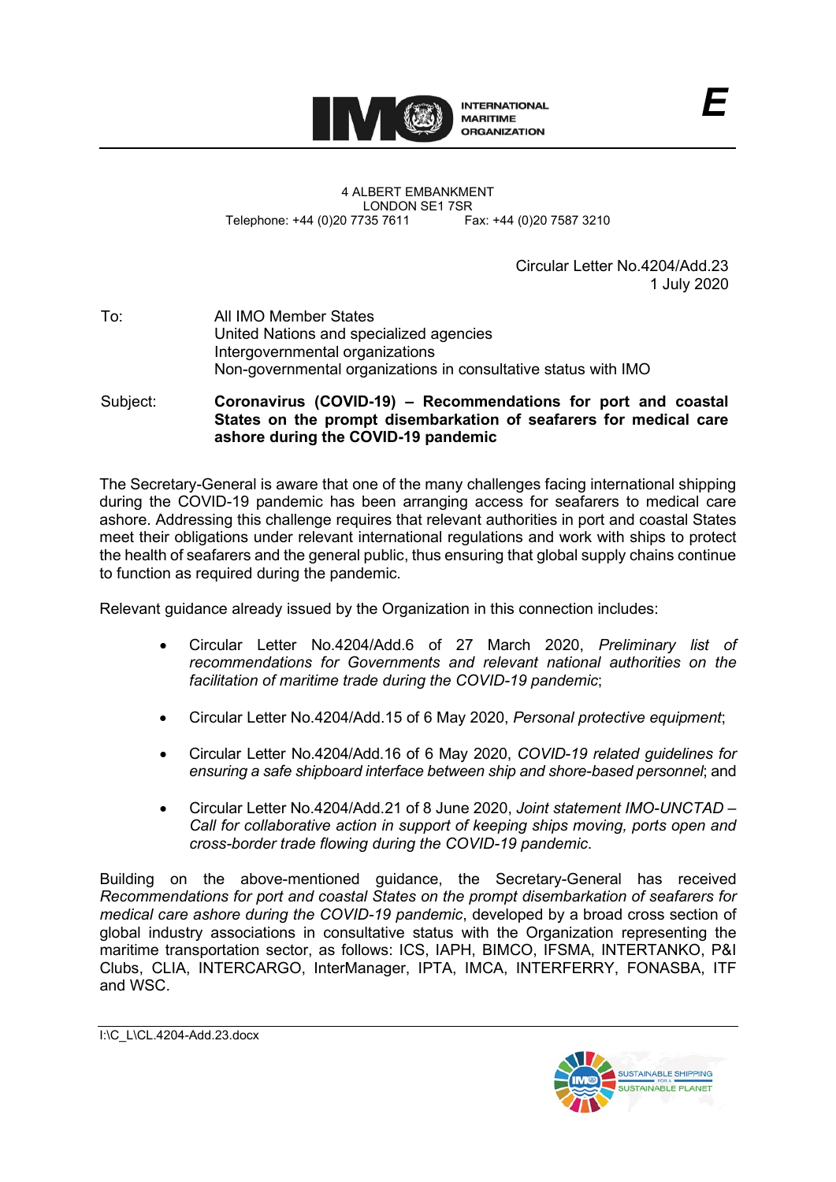INTERNATIONAL MARITIME ORGANIZATION

E

4 ALBERT EMBANKMENT
LONDON SE1 7SR
Telephone: +44 (0)20 7735 7611 Fax: +44 (0)20 7587 3210

Circular Letter No.4204/Add.23
1 July 2020

To: All IMO Member States
United Nations and specialized agencies
Intergovernmental organizations
Non-governmental organizations in consultative status with IMO

Subject: **Coronavirus (COVID-19) – Recommendations for port and coastal States on the prompt disembarkation of seafarers for medical care ashore during the COVID-19 pandemic**

The Secretary-General is aware that one of the many challenges facing international shipping during the COVID-19 pandemic has been arranging access for seafarers to medical care ashore. Addressing this challenge requires that relevant authorities in port and coastal States meet their obligations under relevant international regulations and work with ships to protect the health of seafarers and the general public, thus ensuring that global supply chains continue to function as required during the pandemic.

Relevant guidance already issued by the Organization in this connection includes:

- Circular Letter No.4204/Add.6 of 27 March 2020, *Preliminary list of recommendations for Governments and relevant national authorities on the facilitation of maritime trade during the COVID-19 pandemic*;
- Circular Letter No.4204/Add.15 of 6 May 2020, *Personal protective equipment*;
- Circular Letter No.4204/Add.16 of 6 May 2020, *COVID-19 related guidelines for ensuring a safe shipboard interface between ship and shore-based personnel*; and
- Circular Letter No.4204/Add.21 of 8 June 2020, *Joint statement IMO-UNCTAD – Call for collaborative action in support of keeping ships moving, ports open and cross-border trade flowing during the COVID-19 pandemic*.

Building on the above-mentioned guidance, the Secretary-General has received *Recommendations for port and coastal States on the prompt disembarkation of seafarers for medical care ashore during the COVID-19 pandemic*, developed by a broad cross section of global industry associations in consultative status with the Organization representing the maritime transportation sector, as follows: ICS, IAPH, BIMCO, IFSMA, INTERTANKO, P&I Clubs, CLIA, INTERCARGO, InterManager, IPTA, IMCA, INTERFERRY, FONASBA, ITF and WSC.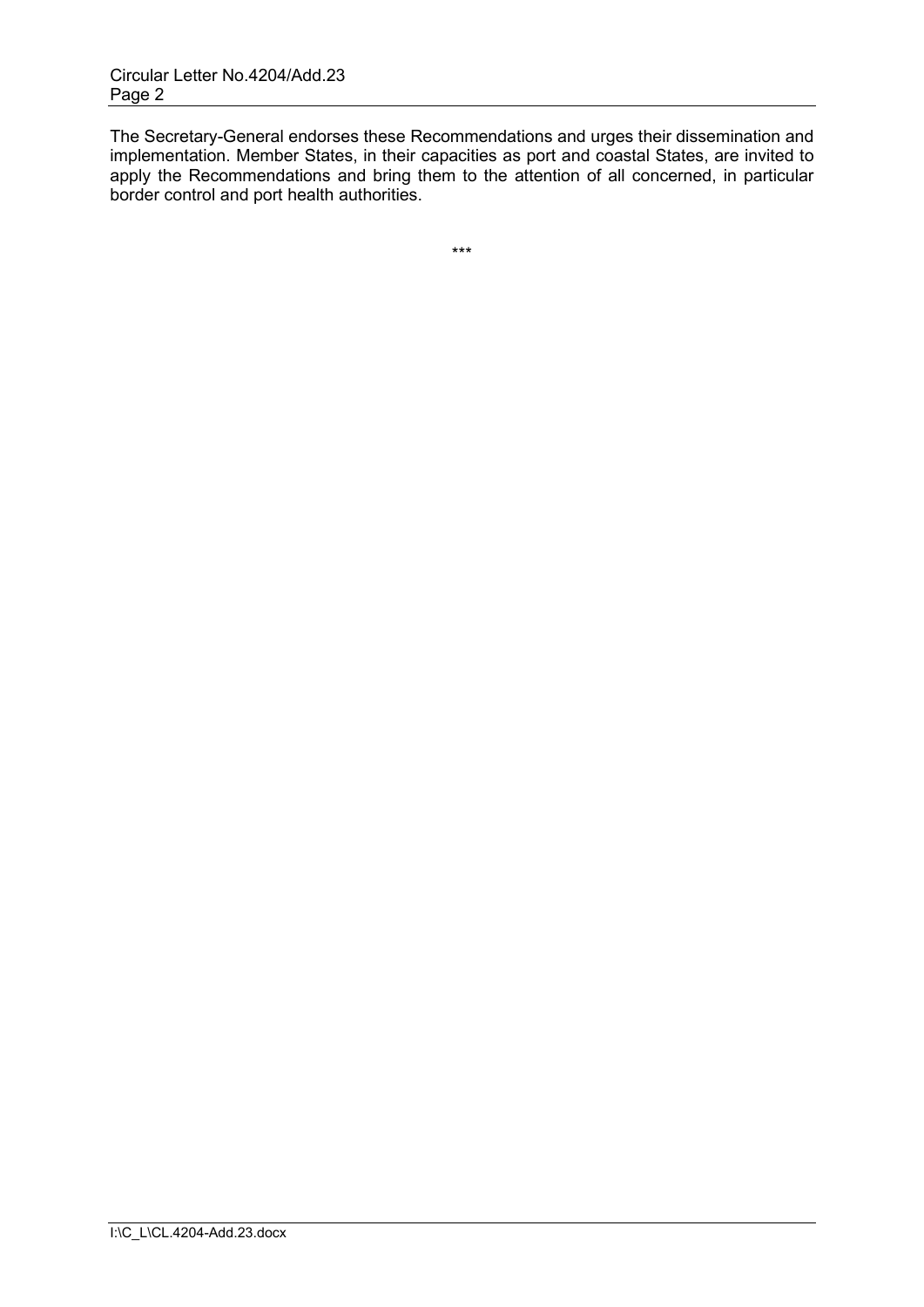The Secretary-General endorses these Recommendations and urges their dissemination and implementation. Member States, in their capacities as port and coastal States, are invited to apply the Recommendations and bring them to the attention of all concerned, in particular border control and port health authorities.

***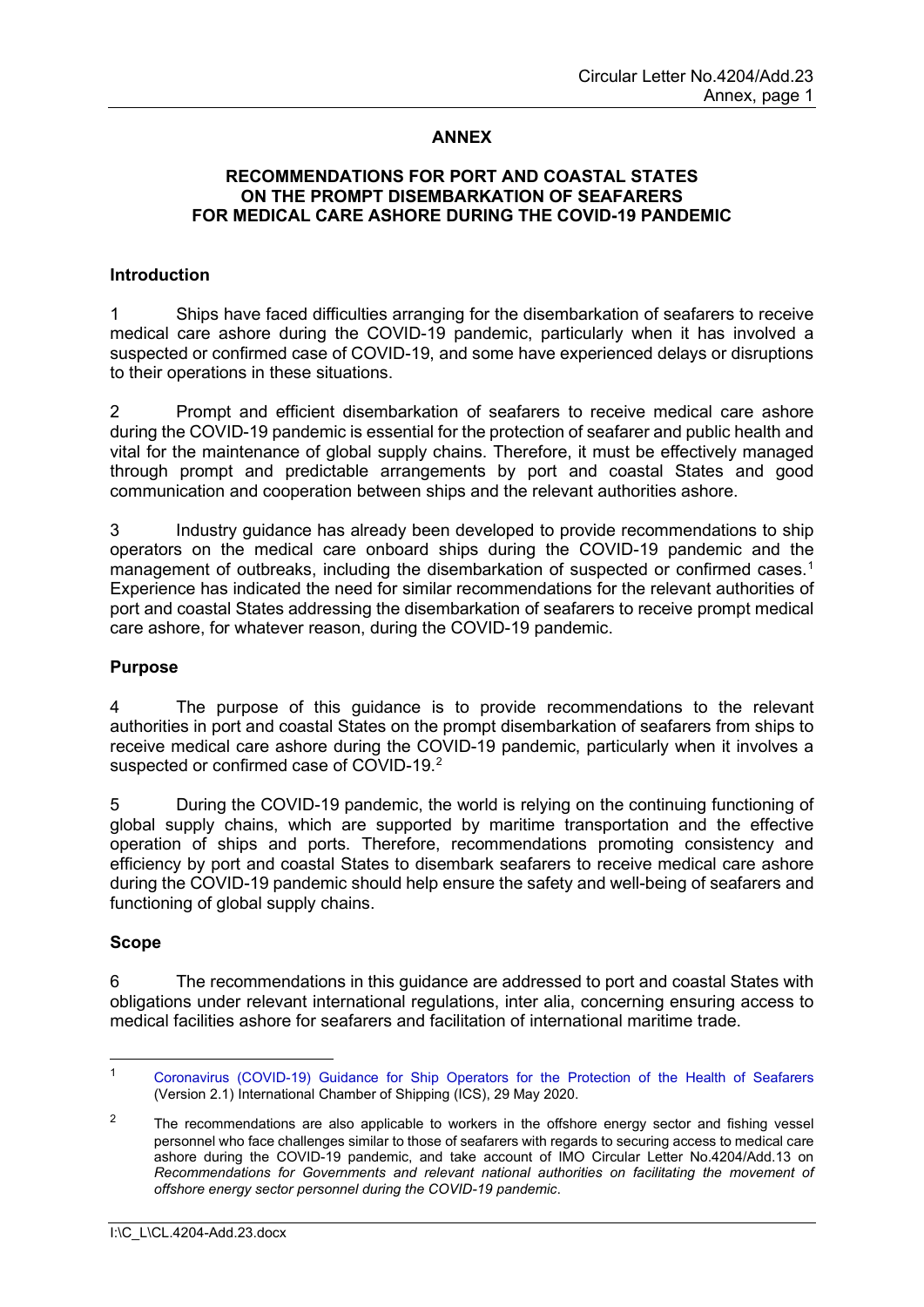## ANNEX

### RECOMMENDATIONS FOR PORT AND COASTAL STATES ON THE PROMPT DISEMBARKATION OF SEAFARERS FOR MEDICAL CARE ASHORE DURING THE COVID-19 PANDEMIC

**Introduction**

1 Ships have faced difficulties arranging for the disembarkation of seafarers to receive medical care ashore during the COVID-19 pandemic, particularly when it has involved a suspected or confirmed case of COVID-19, and some have experienced delays or disruptions to their operations in these situations.

2 Prompt and efficient disembarkation of seafarers to receive medical care ashore during the COVID-19 pandemic is essential for the protection of seafarer and public health and vital for the maintenance of global supply chains. Therefore, it must be effectively managed through prompt and predictable arrangements by port and coastal States and good communication and cooperation between ships and the relevant authorities ashore.

3 Industry guidance has already been developed to provide recommendations to ship operators on the medical care onboard ships during the COVID-19 pandemic and the management of outbreaks, including the disembarkation of suspected or confirmed cases.[1] Experience has indicated the need for similar recommendations for the relevant authorities of port and coastal States addressing the disembarkation of seafarers to receive prompt medical care ashore, for whatever reason, during the COVID-19 pandemic.

**Purpose**

4 The purpose of this guidance is to provide recommendations to the relevant authorities in port and coastal States on the prompt disembarkation of seafarers from ships to receive medical care ashore during the COVID-19 pandemic, particularly when it involves a suspected or confirmed case of COVID-19.[2]

5 During the COVID-19 pandemic, the world is relying on the continuing functioning of global supply chains, which are supported by maritime transportation and the effective operation of ships and ports. Therefore, recommendations promoting consistency and efficiency by port and coastal States to disembark seafarers to receive medical care ashore during the COVID-19 pandemic should help ensure the safety and well-being of seafarers and functioning of global supply chains.

**Scope**

6 The recommendations in this guidance are addressed to port and coastal States with obligations under relevant international regulations, inter alia, concerning ensuring access to medical facilities ashore for seafarers and facilitation of international maritime trade.

---

[1] Coronavirus (COVID-19) Guidance for Ship Operators for the Protection of the Health of Seafarers (Version 2.1) International Chamber of Shipping (ICS), 29 May 2020.

[2] The recommendations are also applicable to workers in the offshore energy sector and fishing vessel personnel who face challenges similar to those of seafarers with regards to securing access to medical care ashore during the COVID-19 pandemic, and take account of IMO Circular Letter No.4204/Add.13 on *Recommendations for Governments and relevant national authorities on facilitating the movement of offshore energy sector personnel during the COVID-19 pandemic*.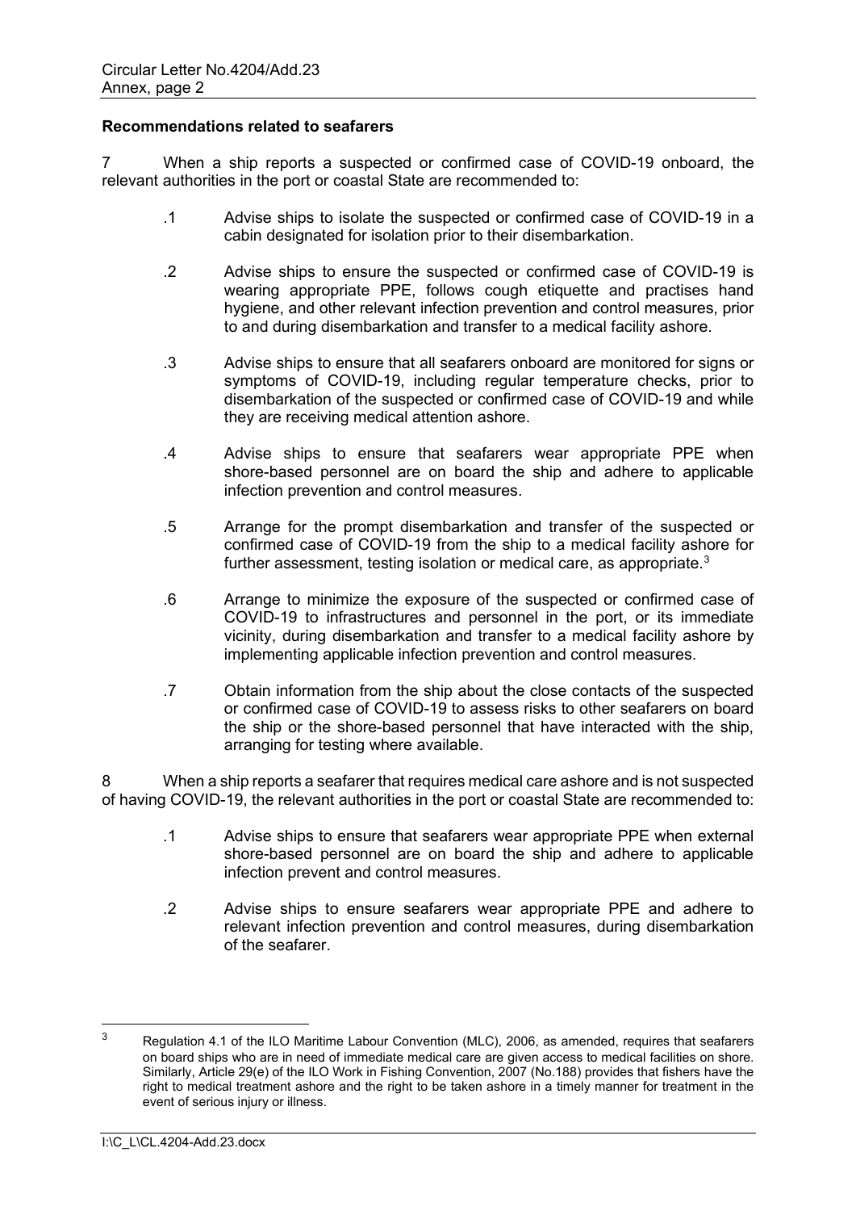**Recommendations related to seafarers**

7 When a ship reports a suspected or confirmed case of COVID-19 onboard, the relevant authorities in the port or coastal State are recommended to:

.1 Advise ships to isolate the suspected or confirmed case of COVID-19 in a cabin designated for isolation prior to their disembarkation.

.2 Advise ships to ensure the suspected or confirmed case of COVID-19 is wearing appropriate PPE, follows cough etiquette and practises hand hygiene, and other relevant infection prevention and control measures, prior to and during disembarkation and transfer to a medical facility ashore.

.3 Advise ships to ensure that all seafarers onboard are monitored for signs or symptoms of COVID-19, including regular temperature checks, prior to disembarkation of the suspected or confirmed case of COVID-19 and while they are receiving medical attention ashore.

.4 Advise ships to ensure that seafarers wear appropriate PPE when shore-based personnel are on board the ship and adhere to applicable infection prevention and control measures.

.5 Arrange for the prompt disembarkation and transfer of the suspected or confirmed case of COVID-19 from the ship to a medical facility ashore for further assessment, testing isolation or medical care, as appropriate.[3]

.6 Arrange to minimize the exposure of the suspected or confirmed case of COVID-19 to infrastructures and personnel in the port, or its immediate vicinity, during disembarkation and transfer to a medical facility ashore by implementing applicable infection prevention and control measures.

.7 Obtain information from the ship about the close contacts of the suspected or confirmed case of COVID-19 to assess risks to other seafarers on board the ship or the shore-based personnel that have interacted with the ship, arranging for testing where available.

8 When a ship reports a seafarer that requires medical care ashore and is not suspected of having COVID-19, the relevant authorities in the port or coastal State are recommended to:

.1 Advise ships to ensure that seafarers wear appropriate PPE when external shore-based personnel are on board the ship and adhere to applicable infection prevent and control measures.

.2 Advise ships to ensure seafarers wear appropriate PPE and adhere to relevant infection prevention and control measures, during disembarkation of the seafarer.

---

[3] Regulation 4.1 of the ILO Maritime Labour Convention (MLC), 2006, as amended, requires that seafarers on board ships who are in need of immediate medical care are given access to medical facilities on shore. Similarly, Article 29(e) of the ILO Work in Fishing Convention, 2007 (No.188) provides that fishers have the right to medical treatment ashore and the right to be taken ashore in a timely manner for treatment in the event of serious injury or illness.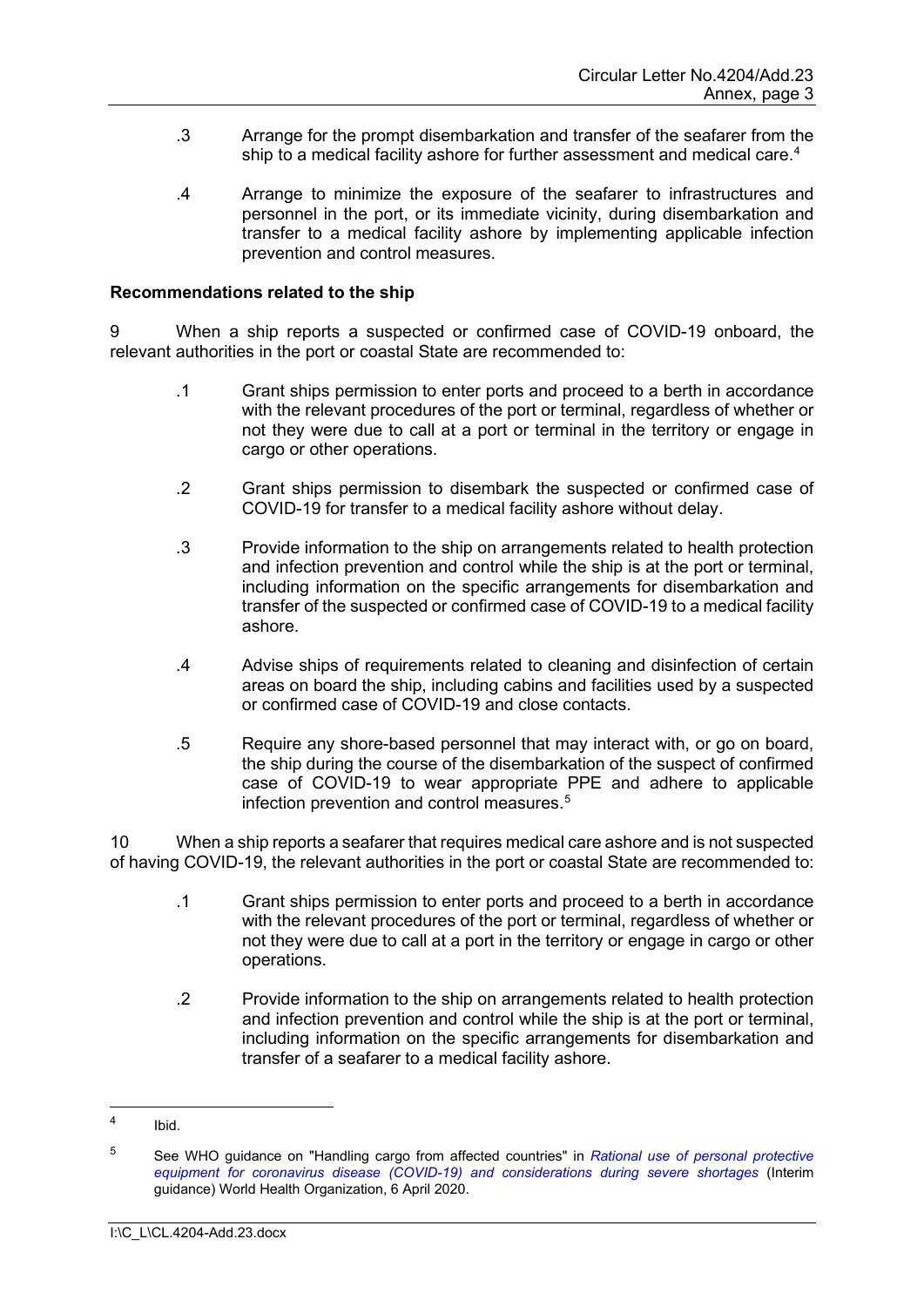.3 Arrange for the prompt disembarkation and transfer of the seafarer from the ship to a medical facility ashore for further assessment and medical care.[4]

.4 Arrange to minimize the exposure of the seafarer to infrastructures and personnel in the port, or its immediate vicinity, during disembarkation and transfer to a medical facility ashore by implementing applicable infection prevention and control measures.

**Recommendations related to the ship**

9 When a ship reports a suspected or confirmed case of COVID-19 onboard, the relevant authorities in the port or coastal State are recommended to:

.1 Grant ships permission to enter ports and proceed to a berth in accordance with the relevant procedures of the port or terminal, regardless of whether or not they were due to call at a port or terminal in the territory or engage in cargo or other operations.

.2 Grant ships permission to disembark the suspected or confirmed case of COVID-19 for transfer to a medical facility ashore without delay.

.3 Provide information to the ship on arrangements related to health protection and infection prevention and control while the ship is at the port or terminal, including information on the specific arrangements for disembarkation and transfer of the suspected or confirmed case of COVID-19 to a medical facility ashore.

.4 Advise ships of requirements related to cleaning and disinfection of certain areas on board the ship, including cabins and facilities used by a suspected or confirmed case of COVID-19 and close contacts.

.5 Require any shore-based personnel that may interact with, or go on board, the ship during the course of the disembarkation of the suspect of confirmed case of COVID-19 to wear appropriate PPE and adhere to applicable infection prevention and control measures.[5]

10 When a ship reports a seafarer that requires medical care ashore and is not suspected of having COVID-19, the relevant authorities in the port or coastal State are recommended to:

.1 Grant ships permission to enter ports and proceed to a berth in accordance with the relevant procedures of the port or terminal, regardless of whether or not they were due to call at a port in the territory or engage in cargo or other operations.

.2 Provide information to the ship on arrangements related to health protection and infection prevention and control while the ship is at the port or terminal, including information on the specific arrangements for disembarkation and transfer of a seafarer to a medical facility ashore.

---

[4] Ibid.

[5] See WHO guidance on "Handling cargo from affected countries" in *Rational use of personal protective equipment for coronavirus disease (COVID-19) and considerations during severe shortages* (Interim guidance) World Health Organization, 6 April 2020.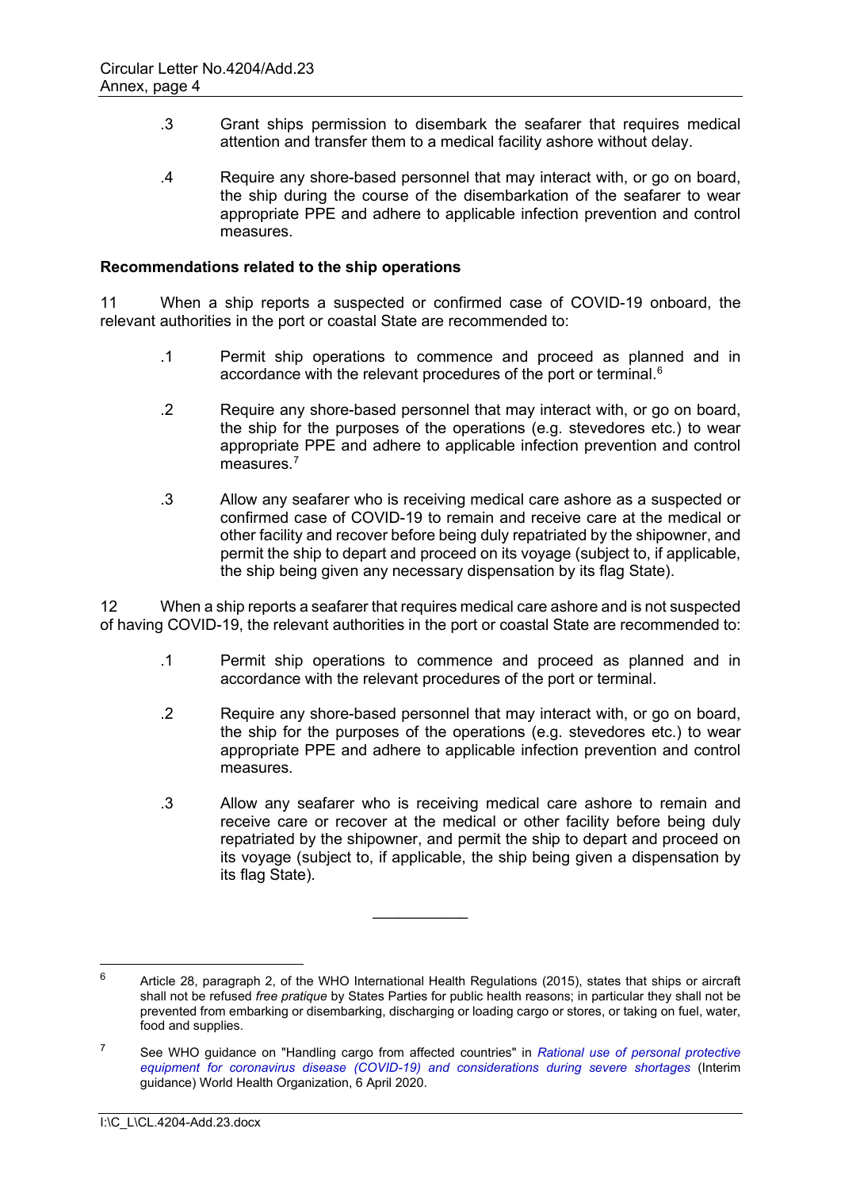.3 Grant ships permission to disembark the seafarer that requires medical attention and transfer them to a medical facility ashore without delay.

.4 Require any shore-based personnel that may interact with, or go on board, the ship during the course of the disembarkation of the seafarer to wear appropriate PPE and adhere to applicable infection prevention and control measures.

**Recommendations related to the ship operations**

11 When a ship reports a suspected or confirmed case of COVID-19 onboard, the relevant authorities in the port or coastal State are recommended to:

.1 Permit ship operations to commence and proceed as planned and in accordance with the relevant procedures of the port or terminal.[6]

.2 Require any shore-based personnel that may interact with, or go on board, the ship for the purposes of the operations (e.g. stevedores etc.) to wear appropriate PPE and adhere to applicable infection prevention and control measures.[7]

.3 Allow any seafarer who is receiving medical care ashore as a suspected or confirmed case of COVID-19 to remain and receive care at the medical or other facility and recover before being duly repatriated by the shipowner, and permit the ship to depart and proceed on its voyage (subject to, if applicable, the ship being given any necessary dispensation by its flag State).

12 When a ship reports a seafarer that requires medical care ashore and is not suspected of having COVID-19, the relevant authorities in the port or coastal State are recommended to:

.1 Permit ship operations to commence and proceed as planned and in accordance with the relevant procedures of the port or terminal.

.2 Require any shore-based personnel that may interact with, or go on board, the ship for the purposes of the operations (e.g. stevedores etc.) to wear appropriate PPE and adhere to applicable infection prevention and control measures.

.3 Allow any seafarer who is receiving medical care ashore to remain and receive care or recover at the medical or other facility before being duly repatriated by the shipowner, and permit the ship to depart and proceed on its voyage (subject to, if applicable, the ship being given a dispensation by its flag State).

___________

[6] Article 28, paragraph 2, of the WHO International Health Regulations (2015), states that ships or aircraft shall not be refused *free pratique* by States Parties for public health reasons; in particular they shall not be prevented from embarking or disembarking, discharging or loading cargo or stores, or taking on fuel, water, food and supplies.

[7] See WHO guidance on "Handling cargo from affected countries" in *Rational use of personal protective equipment for coronavirus disease (COVID-19) and considerations during severe shortages* (Interim guidance) World Health Organization, 6 April 2020.